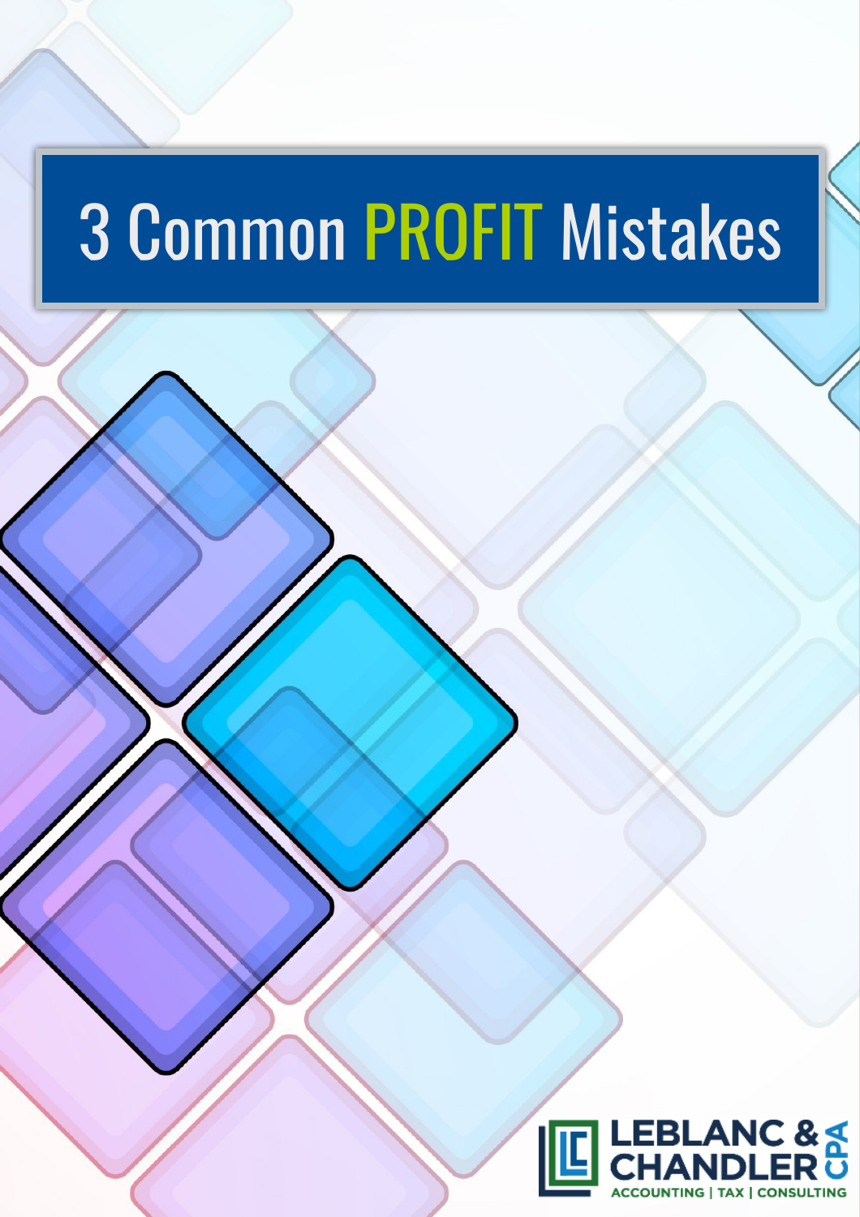# 3 Common PROFIT Mistakes

LEBLANC & CHANDLER CPA

ACCOUNTING | TAX | CONSULTING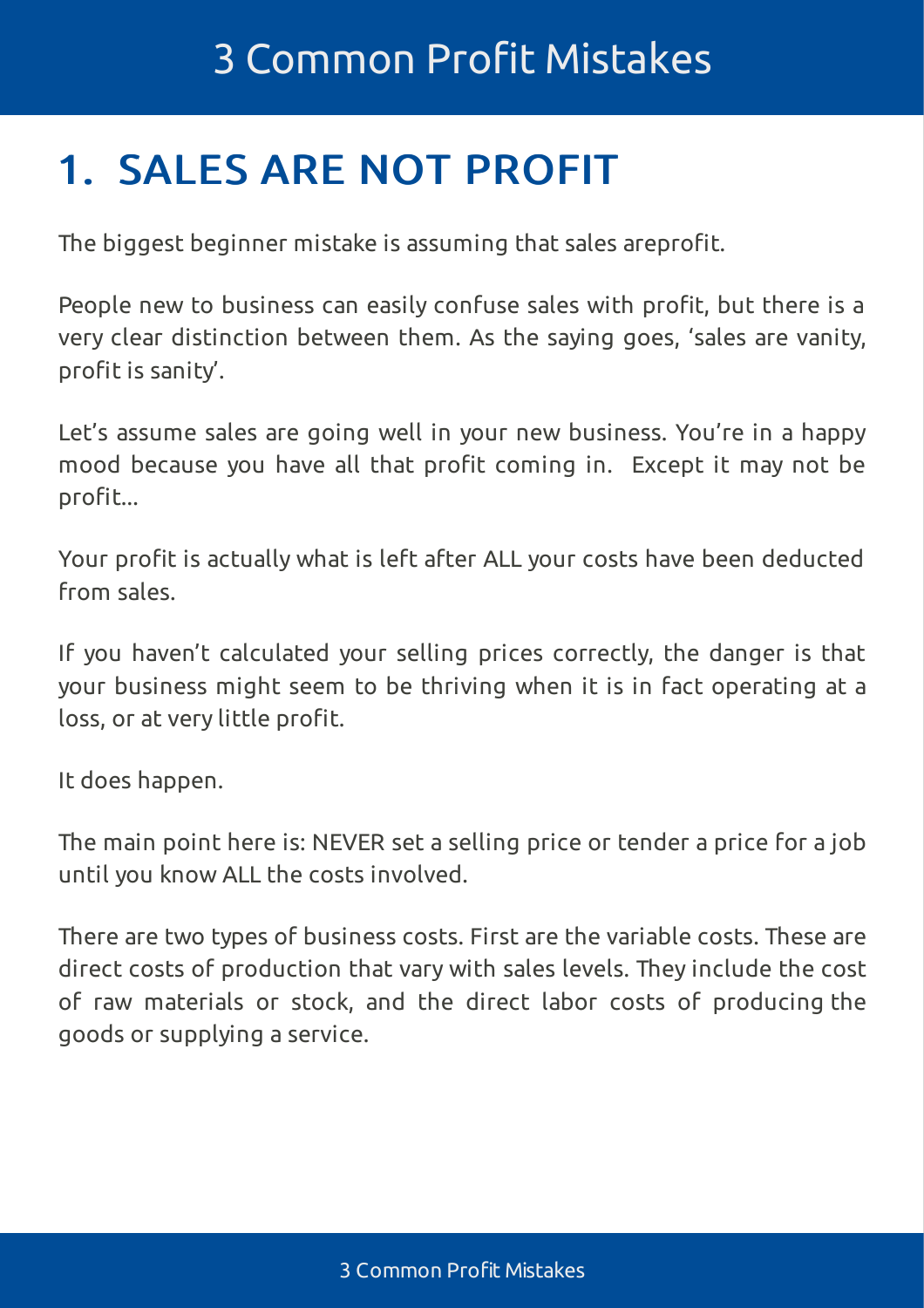## 1. SALES ARE NOT PROFIT

The biggest beginner mistake is assuming that sales areprofit.

People new to business can easily confuse sales with profit, but there is a very clear distinction between them. As the saying goes, 'sales are vanity, profit is sanity'.

Let's assume sales are going well in your new business. You're in a happy mood because you have all that profit coming in. Except it may not be profit...

Your profit is actually what is left after ALL your costs have been deducted from sales.

If you haven't calculated your selling prices correctly, the danger is that your business might seem to be thriving when it is in fact operating at a loss, or at very little profit.

It does happen.

The main point here is: NEVER set a selling price or tender a price for a job until you know ALL the costs involved.

There are two types of business costs. First are the variable costs. These are direct costs of production that vary with sales levels. They include the cost of raw materials or stock, and the direct labor costs of producing the goods or supplying a service.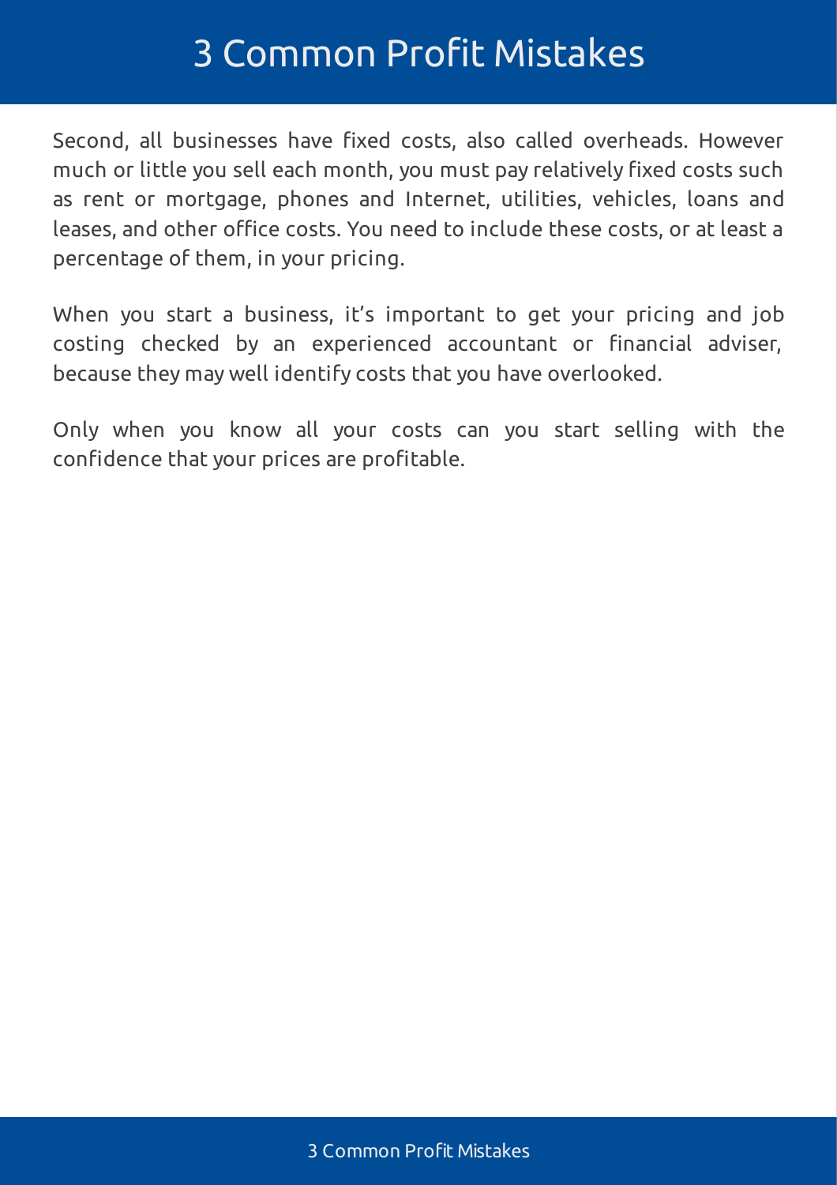Second, all businesses have fixed costs, also called overheads. However much or little you sell each month, you must pay relatively fixed costs such as rent or mortgage, phones and Internet, utilities, vehicles, loans and leases, and other office costs. You need to include these costs, or at least a percentage of them, in your pricing.

When you start a business, it's important to get your pricing and job costing checked by an experienced accountant or financial adviser, because they may well identify costs that you have overlooked.

Only when you know all your costs can you start selling with the confidence that your prices are profitable.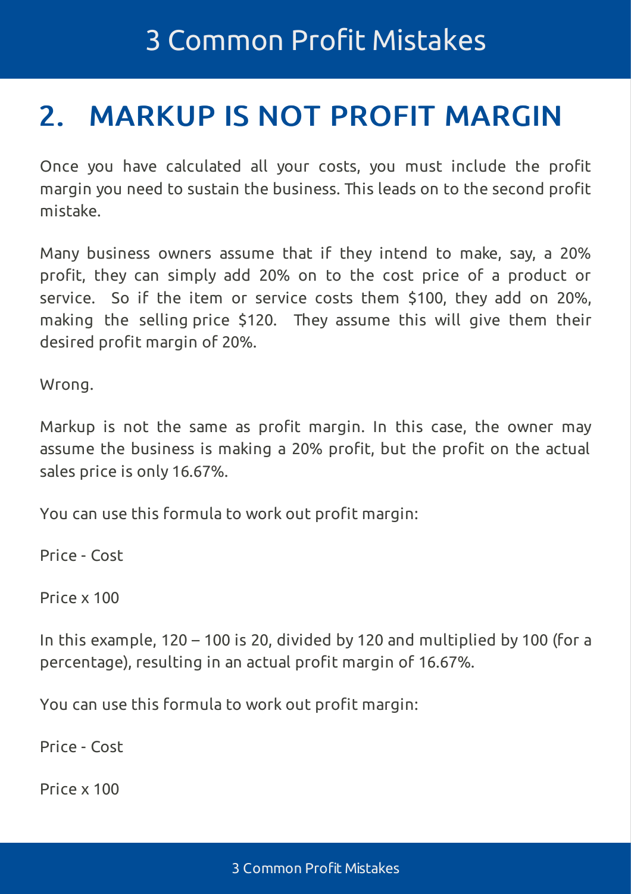## 2. MARKUP IS NOT PROFIT MARGIN

Once you have calculated all your costs, you must include the profit margin you need to sustain the business. This leads on to the second profit mistake.

Many business owners assume that if they intend to make, say, a 20% profit, they can simply add 20% on to the cost price of a product or service. So if the item or service costs them $100, they add on 20%, making the selling price $120. They assume this will give them their desired profit margin of 20%.

Wrong.

Markup is not the same as profit margin. In this case, the owner may assume the business is making a 20% profit, but the profit on the actual sales price is only 16.67%.

You can use this formula to work out profit margin:

Price - Cost

Price x 100

In this example, 120 – 100 is 20, divided by 120 and multiplied by 100 (for a percentage), resulting in an actual profit margin of 16.67%.

You can use this formula to work out profit margin:

Price - Cost

Price x 100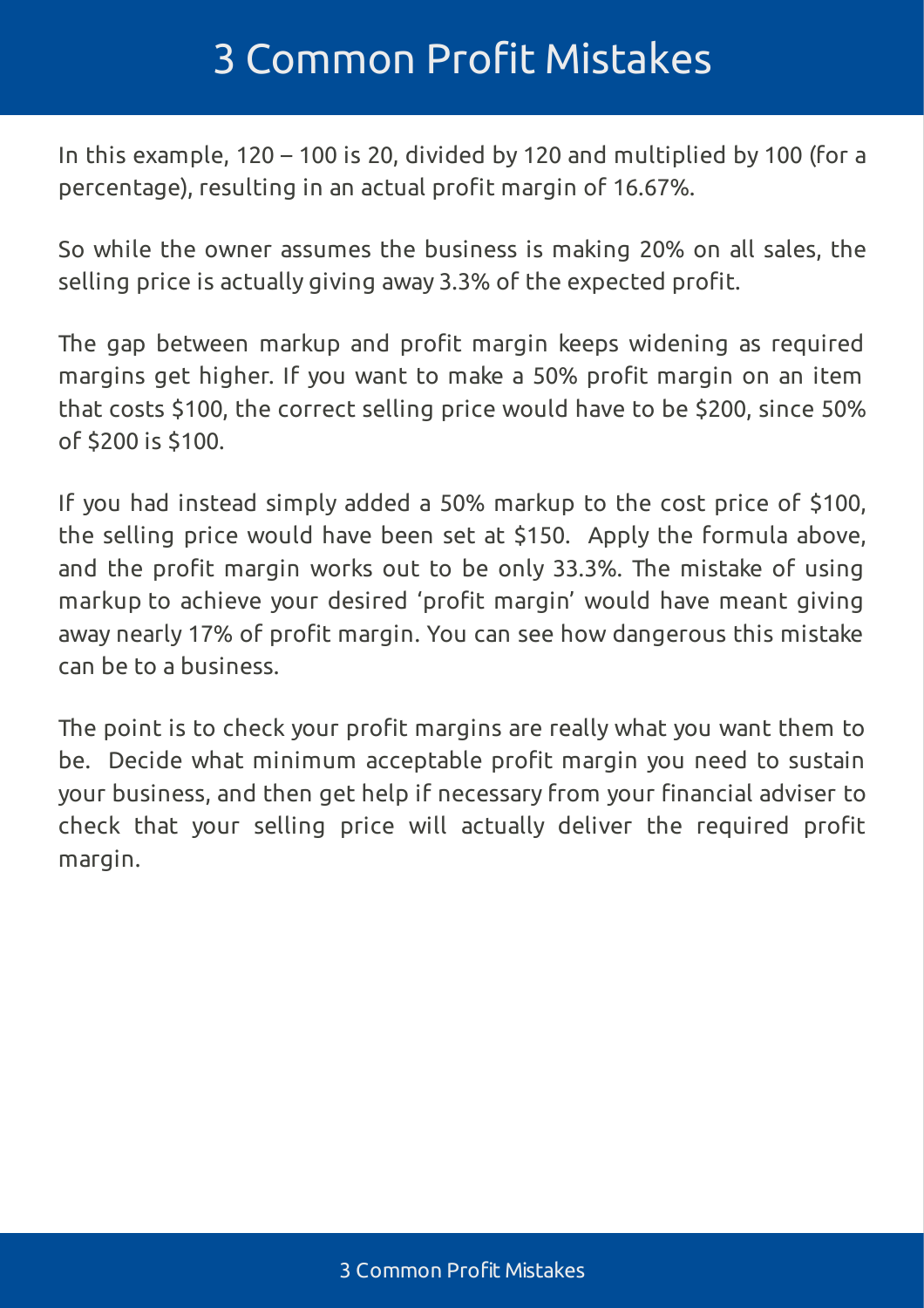In this example, 120 – 100 is 20, divided by 120 and multiplied by 100 (for a percentage), resulting in an actual profit margin of 16.67%.

So while the owner assumes the business is making 20% on all sales, the selling price is actually giving away 3.3% of the expected profit.

The gap between markup and profit margin keeps widening as required margins get higher. If you want to make a 50% profit margin on an item that costs $100, the correct selling price would have to be $200, since 50% of $200 is $100.

If you had instead simply added a 50% markup to the cost price of $100, the selling price would have been set at $150. Apply the formula above, and the profit margin works out to be only 33.3%. The mistake of using markup to achieve your desired 'profit margin' would have meant giving away nearly 17% of profit margin. You can see how dangerous this mistake can be to a business.

The point is to check your profit margins are really what you want them to be. Decide what minimum acceptable profit margin you need to sustain your business, and then get help if necessary from your financial adviser to check that your selling price will actually deliver the required profit margin.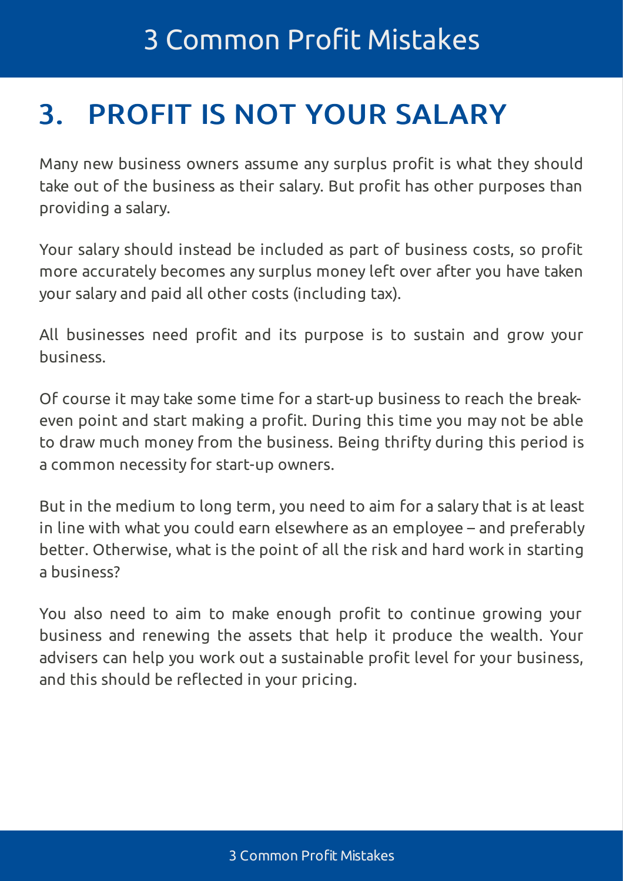## 3. PROFIT IS NOT YOUR SALARY

Many new business owners assume any surplus profit is what they should take out of the business as their salary. But profit has other purposes than providing a salary.

Your salary should instead be included as part of business costs, so profit more accurately becomes any surplus money left over after you have taken your salary and paid all other costs (including tax).

All businesses need profit and its purpose is to sustain and grow your business.

Of course it may take some time for a start-up business to reach the break-even point and start making a profit. During this time you may not be able to draw much money from the business. Being thrifty during this period is a common necessity for start-up owners.

But in the medium to long term, you need to aim for a salary that is at least in line with what you could earn elsewhere as an employee – and preferably better. Otherwise, what is the point of all the risk and hard work in starting a business?

You also need to aim to make enough profit to continue growing your business and renewing the assets that help it produce the wealth. Your advisers can help you work out a sustainable profit level for your business, and this should be reflected in your pricing.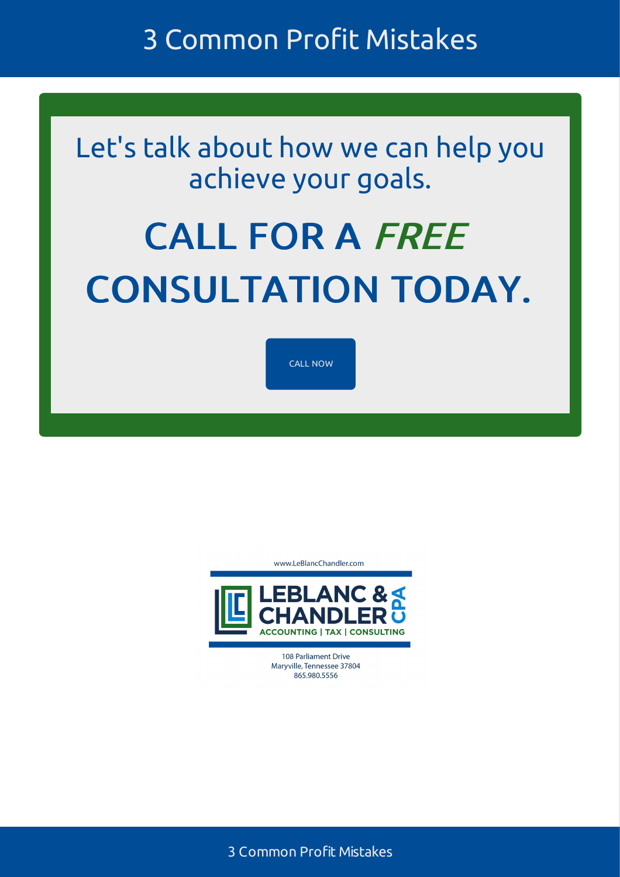Let's talk about how we can help you achieve your goals.

# CALL FOR A *FREE* CONSULTATION TODAY.

CALL NOW

www.LeBlancChandler.com

LEBLANC & CHANDLER CPA

ACCOUNTING | TAX | CONSULTING

108 Parliament Drive
Maryville, Tennessee 37804
865.980.5556